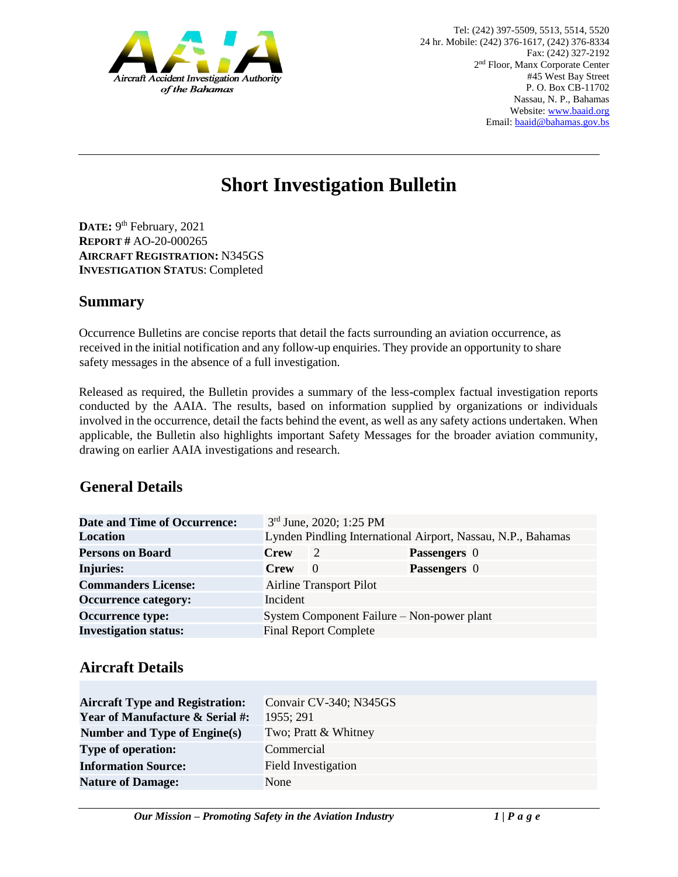Aircraft Accident Investigation Authority of the Bahamas

Tel: (242) 397-5509, 5513, 5514, 5520
24 hr. Mobile: (242) 376-1617, (242) 376-8334
Fax: (242) 327-2192
2nd Floor, Manx Corporate Center
#45 West Bay Street
P. O. Box CB-11702
Nassau, N. P., Bahamas
Website: www.baaid.org
Email: baaid@bahamas.gov.bs

# Short Investigation Bulletin

**DATE:** 9th February, 2021
**REPORT #** AO-20-000265
**AIRCRAFT REGISTRATION:** N345GS
**INVESTIGATION STATUS**: Completed

## Summary

Occurrence Bulletins are concise reports that detail the facts surrounding an aviation occurrence, as received in the initial notification and any follow-up enquiries. They provide an opportunity to share safety messages in the absence of a full investigation.

Released as required, the Bulletin provides a summary of the less-complex factual investigation reports conducted by the AAIA. The results, based on information supplied by organizations or individuals involved in the occurrence, detail the facts behind the event, as well as any safety actions undertaken. When applicable, the Bulletin also highlights important Safety Messages for the broader aviation community, drawing on earlier AAIA investigations and research.

## General Details

| | | | | |
|---|---|---|---|---|
| **Date and Time of Occurrence:** | 3rd June, 2020; 1:25 PM | | | |
| **Location** | Lynden Pindling International Airport, Nassau, N.P., Bahamas | | | |
| **Persons on Board** | **Crew** | 2 | **Passengers** | 0 |
| **Injuries:** | **Crew** | 0 | **Passengers** | 0 |
| **Commanders License:** | Airline Transport Pilot | | | |
| **Occurrence category:** | Incident | | | |
| **Occurrence type:** | System Component Failure – Non-power plant | | | |
| **Investigation status:** | Final Report Complete | | | |

## Aircraft Details

| | |
|---|---|
| **Aircraft Type and Registration:** | Convair CV-340; N345GS |
| **Year of Manufacture & Serial #:** | 1955; 291 |
| **Number and Type of Engine(s)** | Two; Pratt & Whitney |
| **Type of operation:** | Commercial |
| **Information Source:** | Field Investigation |
| **Nature of Damage:** | None |

*Our Mission – Promoting Safety in the Aviation Industry*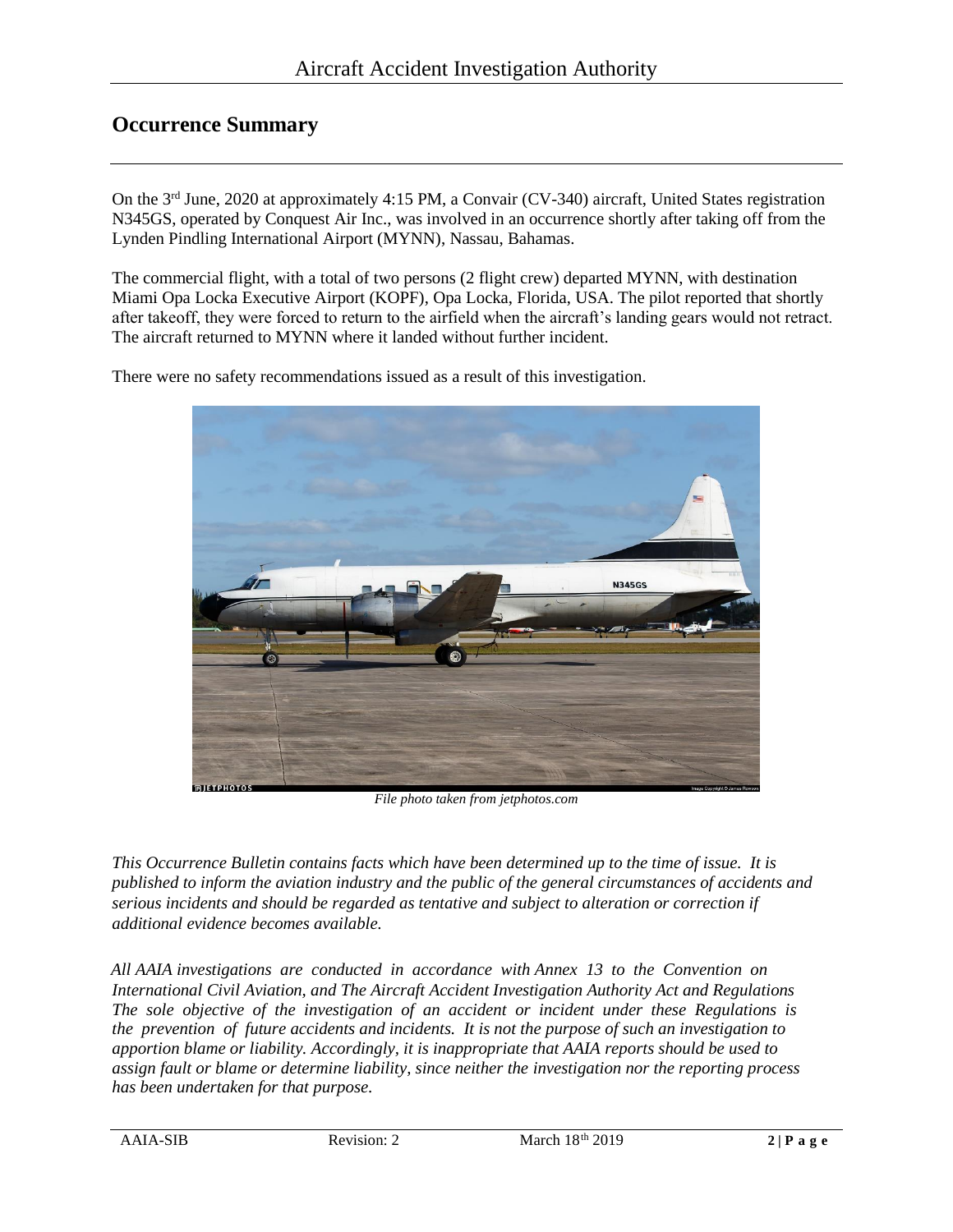## Occurrence Summary

On the 3rd June, 2020 at approximately 4:15 PM, a Convair (CV-340) aircraft, United States registration N345GS, operated by Conquest Air Inc., was involved in an occurrence shortly after taking off from the Lynden Pindling International Airport (MYNN), Nassau, Bahamas.

The commercial flight, with a total of two persons (2 flight crew) departed MYNN, with destination Miami Opa Locka Executive Airport (KOPF), Opa Locka, Florida, USA. The pilot reported that shortly after takeoff, they were forced to return to the airfield when the aircraft's landing gears would not retract. The aircraft returned to MYNN where it landed without further incident.

There were no safety recommendations issued as a result of this investigation.

*File photo taken from jetphotos.com*

*This Occurrence Bulletin contains facts which have been determined up to the time of issue. It is published to inform the aviation industry and the public of the general circumstances of accidents and serious incidents and should be regarded as tentative and subject to alteration or correction if additional evidence becomes available.*

*All AAIA investigations are conducted in accordance with Annex 13 to the Convention on International Civil Aviation, and The Aircraft Accident Investigation Authority Act and Regulations The sole objective of the investigation of an accident or incident under these Regulations is the prevention of future accidents and incidents. It is not the purpose of such an investigation to apportion blame or liability. Accordingly, it is inappropriate that AAIA reports should be used to assign fault or blame or determine liability, since neither the investigation nor the reporting process has been undertaken for that purpose.*